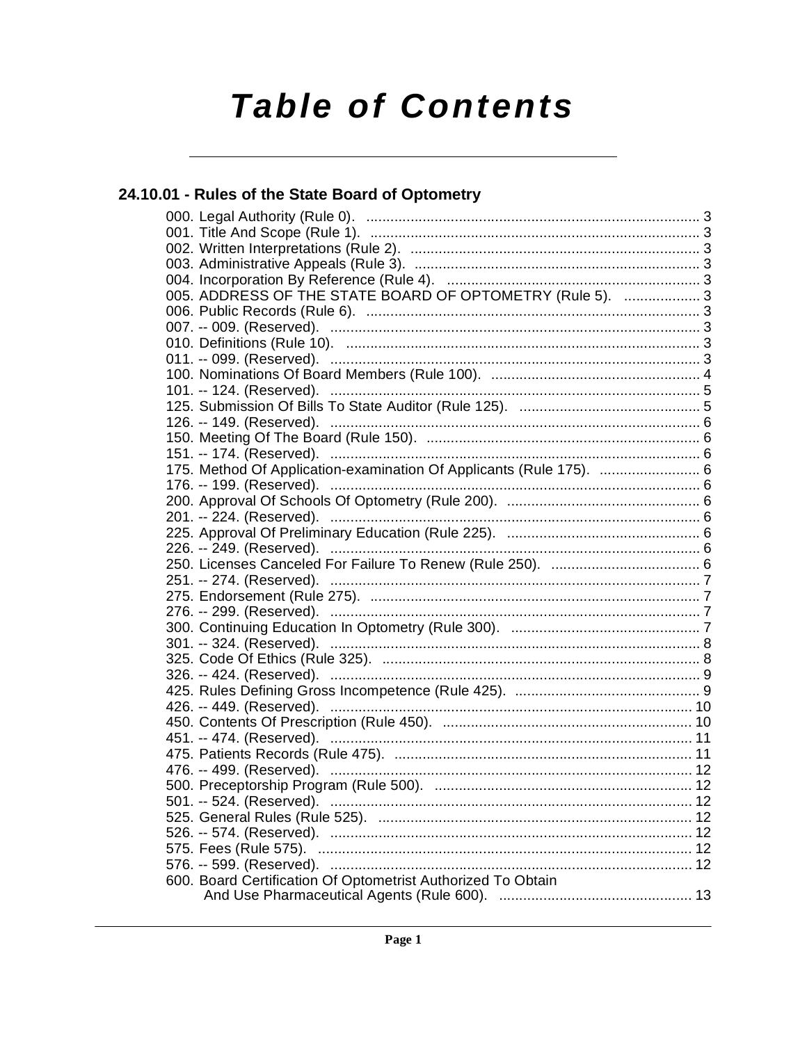# Table of Contents

## 24.10.01 - Rules of the State Board of Optometry

000. Legal Authority (Rule 0). .................................................................................... 3
001. Title And Scope (Rule 1). .................................................................................... 3
002. Written Interpretations (Rule 2). ......................................................................... 3
003. Administrative Appeals (Rule 3). ........................................................................ 3
004. Incorporation By Reference (Rule 4). ................................................................ 3
005. ADDRESS OF THE STATE BOARD OF OPTOMETRY (Rule 5). ................... 3
006. Public Records (Rule 6). .................................................................................... 3
007. -- 009. (Reserved). ............................................................................................. 3
010. Definitions (Rule 10). ......................................................................................... 3
011. -- 099. (Reserved). ............................................................................................. 3
100. Nominations Of Board Members (Rule 100). ..................................................... 4
101. -- 124. (Reserved). ............................................................................................. 5
125. Submission Of Bills To State Auditor (Rule 125). .............................................. 5
126. -- 149. (Reserved). ............................................................................................. 6
150. Meeting Of The Board (Rule 150). ..................................................................... 6
151. -- 174. (Reserved). ............................................................................................. 6
175. Method Of Application-examination Of Applicants (Rule 175). .......................... 6
176. -- 199. (Reserved). ............................................................................................. 6
200. Approval Of Schools Of Optometry (Rule 200). ................................................. 6
201. -- 224. (Reserved). ............................................................................................. 6
225. Approval Of Preliminary Education (Rule 225). ................................................. 6
226. -- 249. (Reserved). ............................................................................................. 6
250. Licenses Canceled For Failure To Renew (Rule 250). ...................................... 6
251. -- 274. (Reserved). ............................................................................................. 7
275. Endorsement (Rule 275). ................................................................................... 7
276. -- 299. (Reserved). ............................................................................................. 7
300. Continuing Education In Optometry (Rule 300). ................................................ 7
301. -- 324. (Reserved). ............................................................................................. 8
325. Code Of Ethics (Rule 325). ................................................................................ 8
326. -- 424. (Reserved). ............................................................................................. 9
425. Rules Defining Gross Incompetence (Rule 425). ............................................... 9
426. -- 449. (Reserved). ........................................................................................... 10
450. Contents Of Prescription (Rule 450). ............................................................... 10
451. -- 474. (Reserved). ........................................................................................... 11
475. Patients Records (Rule 475). ........................................................................... 11
476. -- 499. (Reserved). ........................................................................................... 12
500. Preceptorship Program (Rule 500). ................................................................. 12
501. -- 524. (Reserved). ........................................................................................... 12
525. General Rules (Rule 525). ............................................................................... 12
526. -- 574. (Reserved). ........................................................................................... 12
575. Fees (Rule 575). .............................................................................................. 12
576. -- 599. (Reserved). ........................................................................................... 12
600. Board Certification Of Optometrist Authorized To Obtain And Use Pharmaceutical Agents (Rule 600). ................................................ 13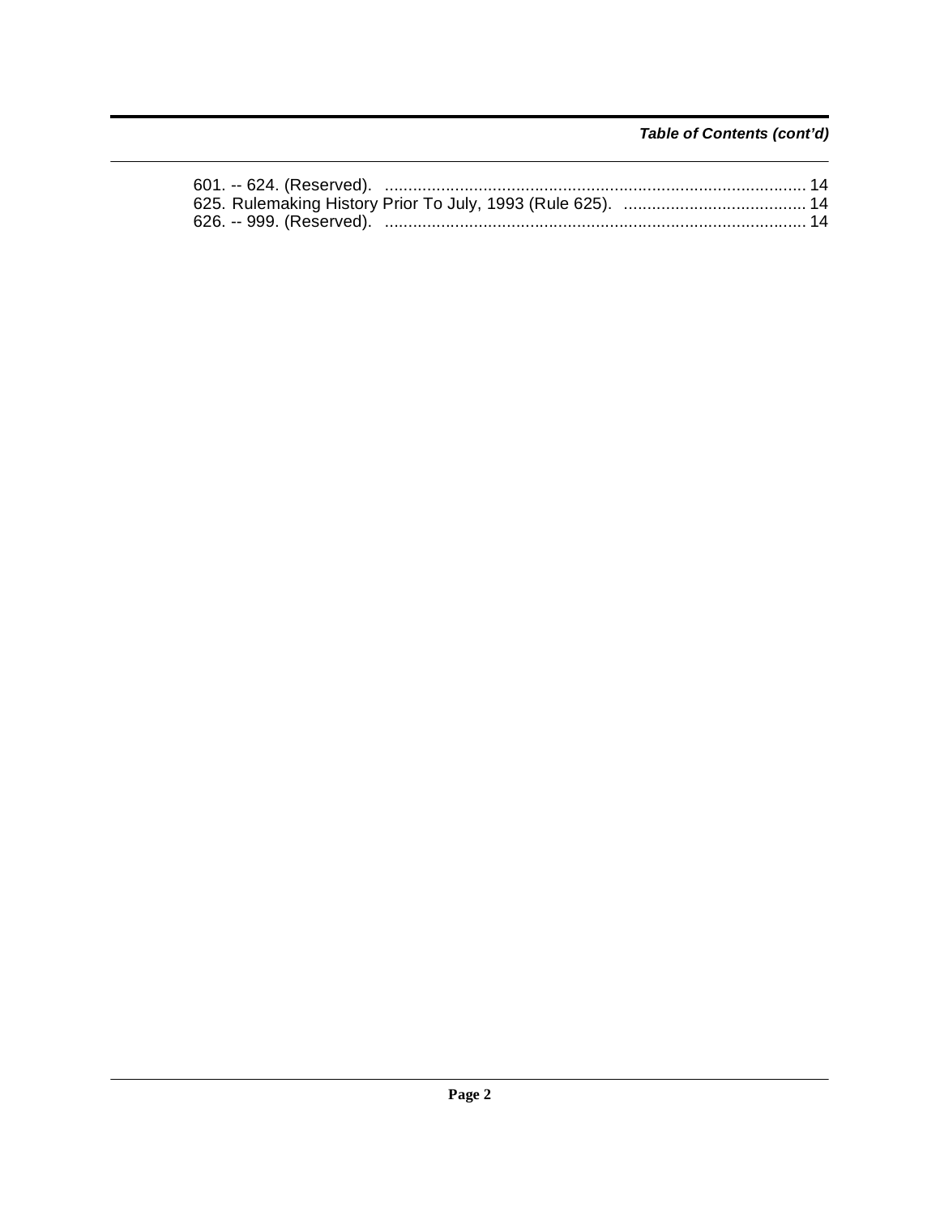***Table of Contents (cont'd)***

601. -- 624. (Reserved). .......................................................................................... 14
625. Rulemaking History Prior To July, 1993 (Rule 625). ....................................... 14
626. -- 999. (Reserved). .......................................................................................... 14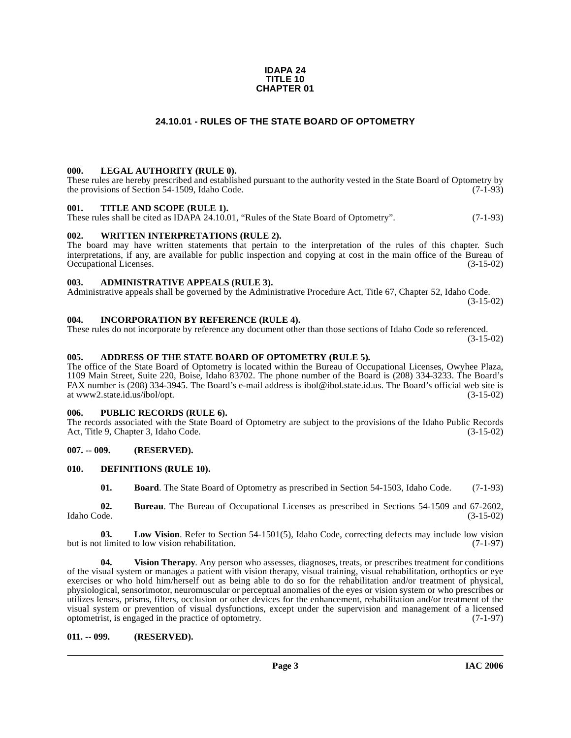**IDAPA 24**
**TITLE 10**
**CHAPTER 01**

# 24.10.01 - RULES OF THE STATE BOARD OF OPTOMETRY

## 000. LEGAL AUTHORITY (RULE 0).

These rules are hereby prescribed and established pursuant to the authority vested in the State Board of Optometry by the provisions of Section 54-1509, Idaho Code. (7-1-93)

## 001. TITLE AND SCOPE (RULE 1).

These rules shall be cited as IDAPA 24.10.01, "Rules of the State Board of Optometry". (7-1-93)

## 002. WRITTEN INTERPRETATIONS (RULE 2).

The board may have written statements that pertain to the interpretation of the rules of this chapter. Such interpretations, if any, are available for public inspection and copying at cost in the main office of the Bureau of Occupational Licenses. (3-15-02)

## 003. ADMINISTRATIVE APPEALS (RULE 3).

Administrative appeals shall be governed by the Administrative Procedure Act, Title 67, Chapter 52, Idaho Code. (3-15-02)

## 004. INCORPORATION BY REFERENCE (RULE 4).

These rules do not incorporate by reference any document other than those sections of Idaho Code so referenced. (3-15-02)

## 005. ADDRESS OF THE STATE BOARD OF OPTOMETRY (RULE 5).

The office of the State Board of Optometry is located within the Bureau of Occupational Licenses, Owyhee Plaza, 1109 Main Street, Suite 220, Boise, Idaho 83702. The phone number of the Board is (208) 334-3233. The Board's FAX number is (208) 334-3945. The Board's e-mail address is ibol@ibol.state.id.us. The Board's official web site is at www2.state.id.us/ibol/opt. (3-15-02)

## 006. PUBLIC RECORDS (RULE 6).

The records associated with the State Board of Optometry are subject to the provisions of the Idaho Public Records Act, Title 9, Chapter 3, Idaho Code. (3-15-02)

## 007. -- 009. (RESERVED).

## 010. DEFINITIONS (RULE 10).

**01. Board**. The State Board of Optometry as prescribed in Section 54-1503, Idaho Code. (7-1-93)

**02. Bureau**. The Bureau of Occupational Licenses as prescribed in Sections 54-1509 and 67-2602, Idaho Code. (3-15-02)

**03. Low Vision**. Refer to Section 54-1501(5), Idaho Code, correcting defects may include low vision but is not limited to low vision rehabilitation. (7-1-97)

**04. Vision Therapy**. Any person who assesses, diagnoses, treats, or prescribes treatment for conditions of the visual system or manages a patient with vision therapy, visual training, visual rehabilitation, orthoptics or eye exercises or who hold him/herself out as being able to do so for the rehabilitation and/or treatment of physical, physiological, sensorimotor, neuromuscular or perceptual anomalies of the eyes or vision system or who prescribes or utilizes lenses, prisms, filters, occlusion or other devices for the enhancement, rehabilitation and/or treatment of the visual system or prevention of visual dysfunctions, except under the supervision and management of a licensed optometrist, is engaged in the practice of optometry. (7-1-97)

## 011. -- 099. (RESERVED).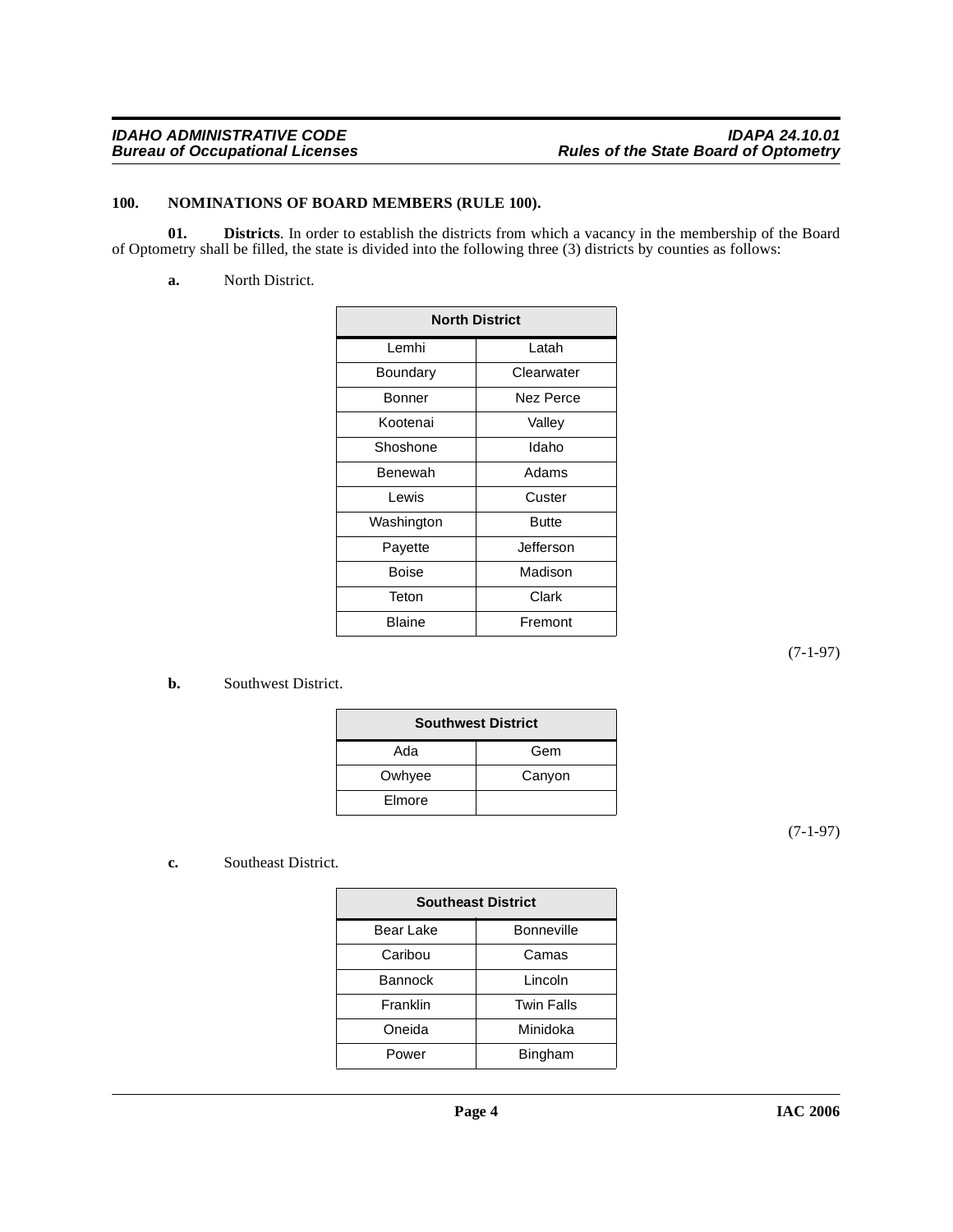### 100. NOMINATIONS OF BOARD MEMBERS (RULE 100).

**01. Districts**. In order to establish the districts from which a vacancy in the membership of the Board of Optometry shall be filled, the state is divided into the following three (3) districts by counties as follows:

**a.** North District.

| North District | |
|---|---|
| Lemhi | Latah |
| Boundary | Clearwater |
| Bonner | Nez Perce |
| Kootenai | Valley |
| Shoshone | Idaho |
| Benewah | Adams |
| Lewis | Custer |
| Washington | Butte |
| Payette | Jefferson |
| Boise | Madison |
| Teton | Clark |
| Blaine | Fremont |

(7-1-97)

**b.** Southwest District.

| Southwest District | |
|---|---|
| Ada | Gem |
| Owhyee | Canyon |
| Elmore | |

(7-1-97)

**c.** Southeast District.

| Southeast District | |
|---|---|
| Bear Lake | Bonneville |
| Caribou | Camas |
| Bannock | Lincoln |
| Franklin | Twin Falls |
| Oneida | Minidoka |
| Power | Bingham |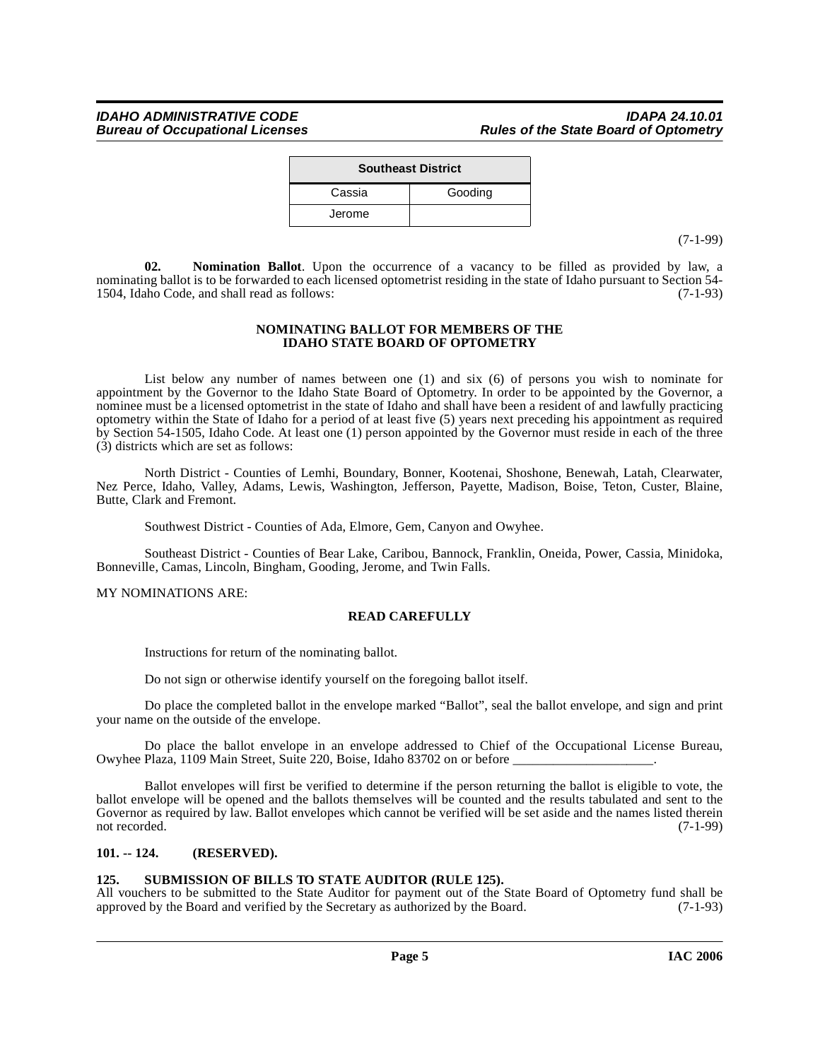| Southeast District | |
|---|---|
| Cassia | Gooding |
| Jerome | |

(7-1-99)

**02. Nomination Ballot**. Upon the occurrence of a vacancy to be filled as provided by law, a nominating ballot is to be forwarded to each licensed optometrist residing in the state of Idaho pursuant to Section 54-1504, Idaho Code, and shall read as follows: (7-1-93)

**NOMINATING BALLOT FOR MEMBERS OF THE IDAHO STATE BOARD OF OPTOMETRY**

List below any number of names between one (1) and six (6) of persons you wish to nominate for appointment by the Governor to the Idaho State Board of Optometry. In order to be appointed by the Governor, a nominee must be a licensed optometrist in the state of Idaho and shall have been a resident of and lawfully practicing optometry within the State of Idaho for a period of at least five (5) years next preceding his appointment as required by Section 54-1505, Idaho Code. At least one (1) person appointed by the Governor must reside in each of the three (3) districts which are set as follows:

North District - Counties of Lemhi, Boundary, Bonner, Kootenai, Shoshone, Benewah, Latah, Clearwater, Nez Perce, Idaho, Valley, Adams, Lewis, Washington, Jefferson, Payette, Madison, Boise, Teton, Custer, Blaine, Butte, Clark and Fremont.

Southwest District - Counties of Ada, Elmore, Gem, Canyon and Owyhee.

Southeast District - Counties of Bear Lake, Caribou, Bannock, Franklin, Oneida, Power, Cassia, Minidoka, Bonneville, Camas, Lincoln, Bingham, Gooding, Jerome, and Twin Falls.

MY NOMINATIONS ARE:

**READ CAREFULLY**

Instructions for return of the nominating ballot.

Do not sign or otherwise identify yourself on the foregoing ballot itself.

Do place the completed ballot in the envelope marked "Ballot", seal the ballot envelope, and sign and print your name on the outside of the envelope.

Do place the ballot envelope in an envelope addressed to Chief of the Occupational License Bureau, Owyhee Plaza, 1109 Main Street, Suite 220, Boise, Idaho 83702 on or before _____________________.

Ballot envelopes will first be verified to determine if the person returning the ballot is eligible to vote, the ballot envelope will be opened and the ballots themselves will be counted and the results tabulated and sent to the Governor as required by law. Ballot envelopes which cannot be verified will be set aside and the names listed therein not recorded. (7-1-99)

### 101. -- 124. (RESERVED).

### 125. SUBMISSION OF BILLS TO STATE AUDITOR (RULE 125).

All vouchers to be submitted to the State Auditor for payment out of the State Board of Optometry fund shall be approved by the Board and verified by the Secretary as authorized by the Board. (7-1-93)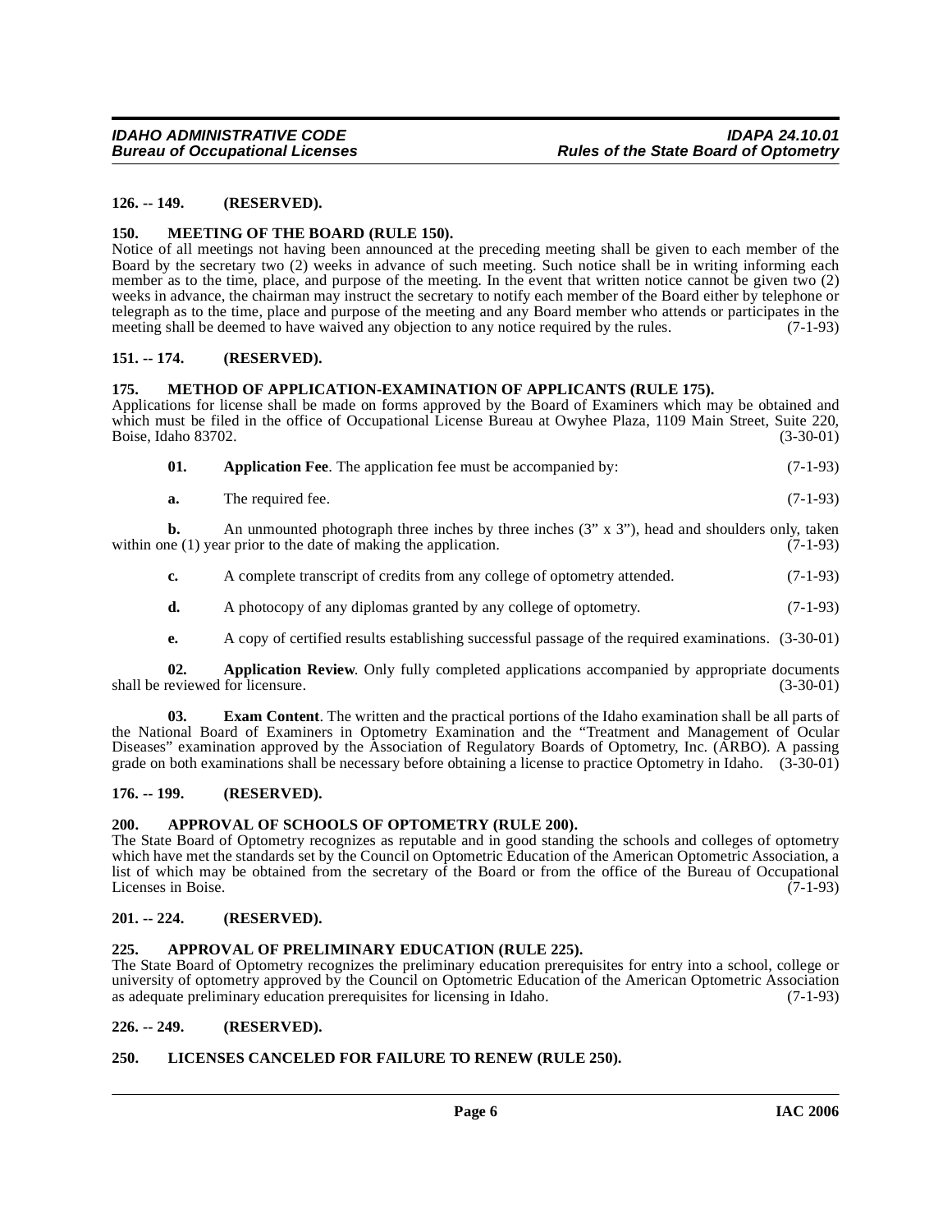**126. -- 149. (RESERVED).**

**150. MEETING OF THE BOARD (RULE 150).**

Notice of all meetings not having been announced at the preceding meeting shall be given to each member of the Board by the secretary two (2) weeks in advance of such meeting. Such notice shall be in writing informing each member as to the time, place, and purpose of the meeting. In the event that written notice cannot be given two (2) weeks in advance, the chairman may instruct the secretary to notify each member of the Board either by telephone or telegraph as to the time, place and purpose of the meeting and any Board member who attends or participates in the meeting shall be deemed to have waived any objection to any notice required by the rules. (7-1-93)

**151. -- 174. (RESERVED).**

**175. METHOD OF APPLICATION-EXAMINATION OF APPLICANTS (RULE 175).**

Applications for license shall be made on forms approved by the Board of Examiners which may be obtained and which must be filed in the office of Occupational License Bureau at Owyhee Plaza, 1109 Main Street, Suite 220, Boise, Idaho 83702. (3-30-01)

**01. Application Fee**. The application fee must be accompanied by: (7-1-93)

**a.** The required fee. (7-1-93)

**b.** An unmounted photograph three inches by three inches (3" x 3"), head and shoulders only, taken within one (1) year prior to the date of making the application. (7-1-93)

**c.** A complete transcript of credits from any college of optometry attended. (7-1-93)

**d.** A photocopy of any diplomas granted by any college of optometry. (7-1-93)

**e.** A copy of certified results establishing successful passage of the required examinations. (3-30-01)

**02. Application Review**. Only fully completed applications accompanied by appropriate documents shall be reviewed for licensure. (3-30-01)

**03. Exam Content**. The written and the practical portions of the Idaho examination shall be all parts of the National Board of Examiners in Optometry Examination and the "Treatment and Management of Ocular Diseases" examination approved by the Association of Regulatory Boards of Optometry, Inc. (ARBO). A passing grade on both examinations shall be necessary before obtaining a license to practice Optometry in Idaho. (3-30-01)

**176. -- 199. (RESERVED).**

**200. APPROVAL OF SCHOOLS OF OPTOMETRY (RULE 200).**

The State Board of Optometry recognizes as reputable and in good standing the schools and colleges of optometry which have met the standards set by the Council on Optometric Education of the American Optometric Association, a list of which may be obtained from the secretary of the Board or from the office of the Bureau of Occupational Licenses in Boise. (7-1-93)

**201. -- 224. (RESERVED).**

**225. APPROVAL OF PRELIMINARY EDUCATION (RULE 225).**

The State Board of Optometry recognizes the preliminary education prerequisites for entry into a school, college or university of optometry approved by the Council on Optometric Education of the American Optometric Association as adequate preliminary education prerequisites for licensing in Idaho. (7-1-93)

**226. -- 249. (RESERVED).**

**250. LICENSES CANCELED FOR FAILURE TO RENEW (RULE 250).**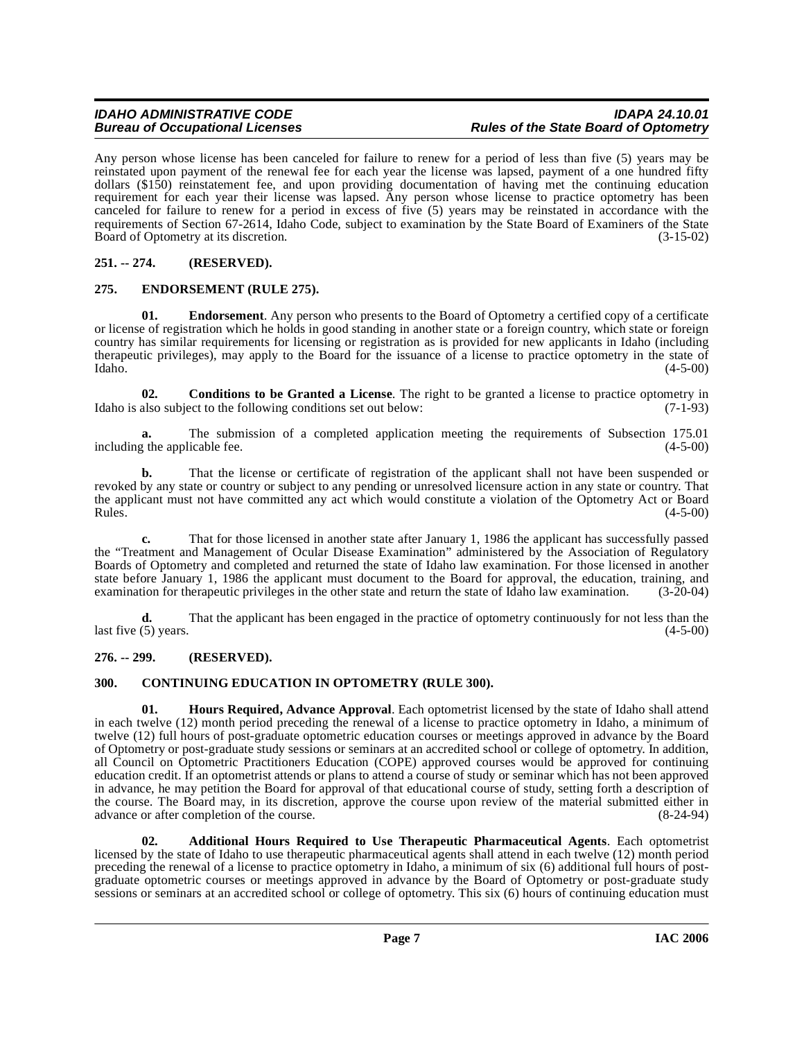Any person whose license has been canceled for failure to renew for a period of less than five (5) years may be reinstated upon payment of the renewal fee for each year the license was lapsed, payment of a one hundred fifty dollars ($150) reinstatement fee, and upon providing documentation of having met the continuing education requirement for each year their license was lapsed. Any person whose license to practice optometry has been canceled for failure to renew for a period in excess of five (5) years may be reinstated in accordance with the requirements of Section 67-2614, Idaho Code, subject to examination by the State Board of Examiners of the State Board of Optometry at its discretion. (3-15-02)

## 251. -- 274. (RESERVED).

## 275. ENDORSEMENT (RULE 275).

**01. Endorsement**. Any person who presents to the Board of Optometry a certified copy of a certificate or license of registration which he holds in good standing in another state or a foreign country, which state or foreign country has similar requirements for licensing or registration as is provided for new applicants in Idaho (including therapeutic privileges), may apply to the Board for the issuance of a license to practice optometry in the state of Idaho. (4-5-00)

**02. Conditions to be Granted a License**. The right to be granted a license to practice optometry in Idaho is also subject to the following conditions set out below: (7-1-93)

**a.** The submission of a completed application meeting the requirements of Subsection 175.01 including the applicable fee. (4-5-00)

**b.** That the license or certificate of registration of the applicant shall not have been suspended or revoked by any state or country or subject to any pending or unresolved licensure action in any state or country. That the applicant must not have committed any act which would constitute a violation of the Optometry Act or Board Rules. (4-5-00)

**c.** That for those licensed in another state after January 1, 1986 the applicant has successfully passed the "Treatment and Management of Ocular Disease Examination" administered by the Association of Regulatory Boards of Optometry and completed and returned the state of Idaho law examination. For those licensed in another state before January 1, 1986 the applicant must document to the Board for approval, the education, training, and examination for therapeutic privileges in the other state and return the state of Idaho law examination. (3-20-04)

**d.** That the applicant has been engaged in the practice of optometry continuously for not less than the last five (5) years. (4-5-00)

## 276. -- 299. (RESERVED).

## 300. CONTINUING EDUCATION IN OPTOMETRY (RULE 300).

**01. Hours Required, Advance Approval**. Each optometrist licensed by the state of Idaho shall attend in each twelve (12) month period preceding the renewal of a license to practice optometry in Idaho, a minimum of twelve (12) full hours of post-graduate optometric education courses or meetings approved in advance by the Board of Optometry or post-graduate study sessions or seminars at an accredited school or college of optometry. In addition, all Council on Optometric Practitioners Education (COPE) approved courses would be approved for continuing education credit. If an optometrist attends or plans to attend a course of study or seminar which has not been approved in advance, he may petition the Board for approval of that educational course of study, setting forth a description of the course. The Board may, in its discretion, approve the course upon review of the material submitted either in advance or after completion of the course. (8-24-94)

**02. Additional Hours Required to Use Therapeutic Pharmaceutical Agents**. Each optometrist licensed by the state of Idaho to use therapeutic pharmaceutical agents shall attend in each twelve (12) month period preceding the renewal of a license to practice optometry in Idaho, a minimum of six (6) additional full hours of post-graduate optometric courses or meetings approved in advance by the Board of Optometry or post-graduate study sessions or seminars at an accredited school or college of optometry. This six (6) hours of continuing education must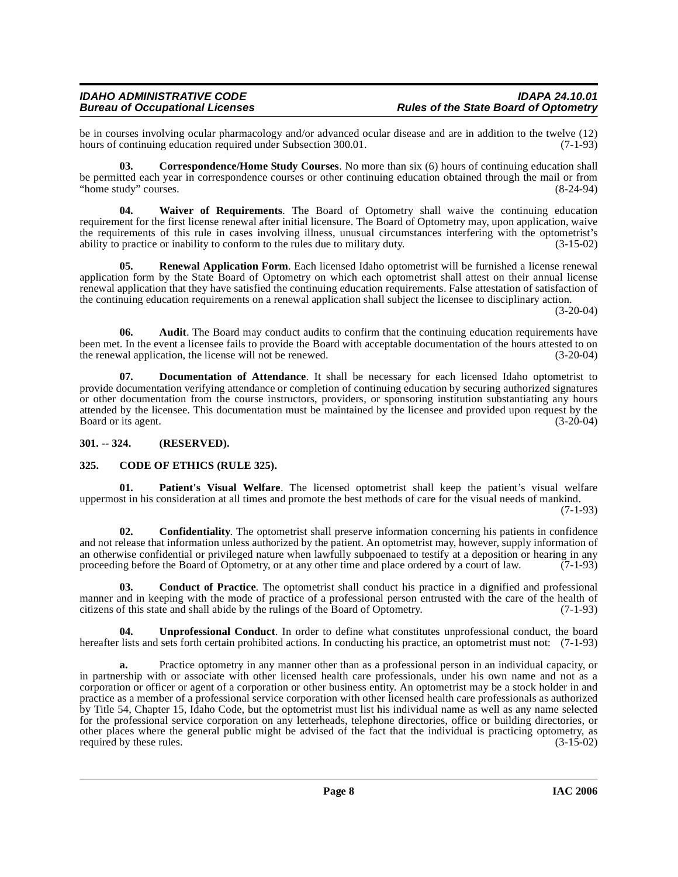be in courses involving ocular pharmacology and/or advanced ocular disease and are in addition to the twelve (12) hours of continuing education required under Subsection 300.01. (7-1-93)

**03. Correspondence/Home Study Courses**. No more than six (6) hours of continuing education shall be permitted each year in correspondence courses or other continuing education obtained through the mail or from "home study" courses. (8-24-94)

**04. Waiver of Requirements**. The Board of Optometry shall waive the continuing education requirement for the first license renewal after initial licensure. The Board of Optometry may, upon application, waive the requirements of this rule in cases involving illness, unusual circumstances interfering with the optometrist's ability to practice or inability to conform to the rules due to military duty. (3-15-02)

**05. Renewal Application Form**. Each licensed Idaho optometrist will be furnished a license renewal application form by the State Board of Optometry on which each optometrist shall attest on their annual license renewal application that they have satisfied the continuing education requirements. False attestation of satisfaction of the continuing education requirements on a renewal application shall subject the licensee to disciplinary action. (3-20-04)

**06. Audit**. The Board may conduct audits to confirm that the continuing education requirements have been met. In the event a licensee fails to provide the Board with acceptable documentation of the hours attested to on the renewal application, the license will not be renewed. (3-20-04)

**07. Documentation of Attendance**. It shall be necessary for each licensed Idaho optometrist to provide documentation verifying attendance or completion of continuing education by securing authorized signatures or other documentation from the course instructors, providers, or sponsoring institution substantiating any hours attended by the licensee. This documentation must be maintained by the licensee and provided upon request by the Board or its agent. (3-20-04)

## 301. -- 324. (RESERVED).

## 325. CODE OF ETHICS (RULE 325).

**01. Patient's Visual Welfare**. The licensed optometrist shall keep the patient's visual welfare uppermost in his consideration at all times and promote the best methods of care for the visual needs of mankind. (7-1-93)

**02. Confidentiality**. The optometrist shall preserve information concerning his patients in confidence and not release that information unless authorized by the patient. An optometrist may, however, supply information of an otherwise confidential or privileged nature when lawfully subpoenaed to testify at a deposition or hearing in any proceeding before the Board of Optometry, or at any other time and place ordered by a court of law. (7-1-93)

**03. Conduct of Practice**. The optometrist shall conduct his practice in a dignified and professional manner and in keeping with the mode of practice of a professional person entrusted with the care of the health of citizens of this state and shall abide by the rulings of the Board of Optometry. (7-1-93)

**04. Unprofessional Conduct**. In order to define what constitutes unprofessional conduct, the board hereafter lists and sets forth certain prohibited actions. In conducting his practice, an optometrist must not: (7-1-93)

**a.** Practice optometry in any manner other than as a professional person in an individual capacity, or in partnership with or associate with other licensed health care professionals, under his own name and not as a corporation or officer or agent of a corporation or other business entity. An optometrist may be a stock holder in and practice as a member of a professional service corporation with other licensed health care professionals as authorized by Title 54, Chapter 15, Idaho Code, but the optometrist must list his individual name as well as any name selected for the professional service corporation on any letterheads, telephone directories, office or building directories, or other places where the general public might be advised of the fact that the individual is practicing optometry, as required by these rules. (3-15-02)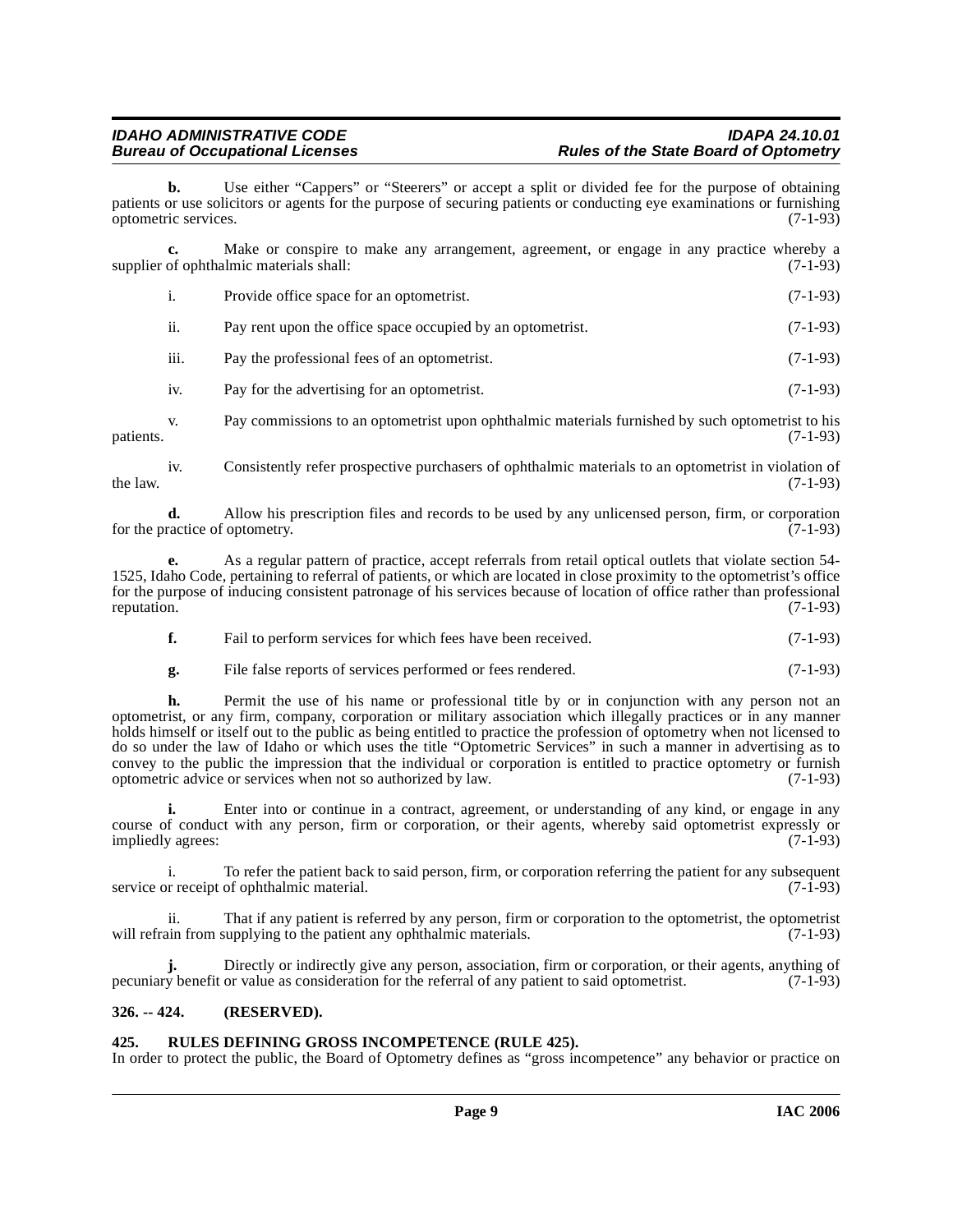**b.** Use either "Cappers" or "Steerers" or accept a split or divided fee for the purpose of obtaining patients or use solicitors or agents for the purpose of securing patients or conducting eye examinations or furnishing optometric services. (7-1-93)

**c.** Make or conspire to make any arrangement, agreement, or engage in any practice whereby a supplier of ophthalmic materials shall: (7-1-93)

i. Provide office space for an optometrist. (7-1-93)

ii. Pay rent upon the office space occupied by an optometrist. (7-1-93)

iii. Pay the professional fees of an optometrist. (7-1-93)

iv. Pay for the advertising for an optometrist. (7-1-93)

v. Pay commissions to an optometrist upon ophthalmic materials furnished by such optometrist to his patients. (7-1-93)

iv. Consistently refer prospective purchasers of ophthalmic materials to an optometrist in violation of the law. (7-1-93)

**d.** Allow his prescription files and records to be used by any unlicensed person, firm, or corporation for the practice of optometry. (7-1-93)

**e.** As a regular pattern of practice, accept referrals from retail optical outlets that violate section 54-1525, Idaho Code, pertaining to referral of patients, or which are located in close proximity to the optometrist's office for the purpose of inducing consistent patronage of his services because of location of office rather than professional reputation. (7-1-93)

**f.** Fail to perform services for which fees have been received. (7-1-93)

**g.** File false reports of services performed or fees rendered. (7-1-93)

**h.** Permit the use of his name or professional title by or in conjunction with any person not an optometrist, or any firm, company, corporation or military association which illegally practices or in any manner holds himself or itself out to the public as being entitled to practice the profession of optometry when not licensed to do so under the law of Idaho or which uses the title "Optometric Services" in such a manner in advertising as to convey to the public the impression that the individual or corporation is entitled to practice optometry or furnish optometric advice or services when not so authorized by law. (7-1-93)

**i.** Enter into or continue in a contract, agreement, or understanding of any kind, or engage in any course of conduct with any person, firm or corporation, or their agents, whereby said optometrist expressly or impliedly agrees: (7-1-93)

i. To refer the patient back to said person, firm, or corporation referring the patient for any subsequent service or receipt of ophthalmic material. (7-1-93)

ii. That if any patient is referred by any person, firm or corporation to the optometrist, the optometrist will refrain from supplying to the patient any ophthalmic materials. (7-1-93)

**j.** Directly or indirectly give any person, association, firm or corporation, or their agents, anything of pecuniary benefit or value as consideration for the referral of any patient to said optometrist. (7-1-93)

### 326. -- 424. (RESERVED).

### 425. RULES DEFINING GROSS INCOMPETENCE (RULE 425).

In order to protect the public, the Board of Optometry defines as "gross incompetence" any behavior or practice on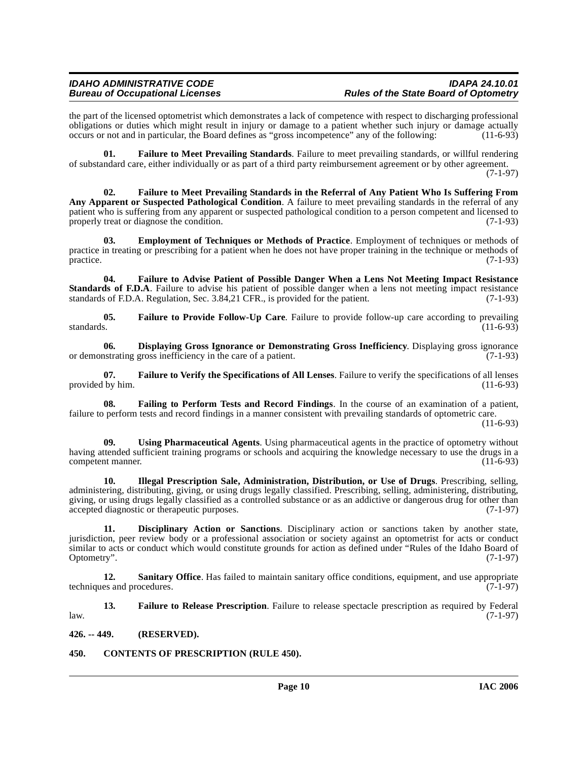the part of the licensed optometrist which demonstrates a lack of competence with respect to discharging professional obligations or duties which might result in injury or damage to a patient whether such injury or damage actually occurs or not and in particular, the Board defines as "gross incompetence" any of the following: (11-6-93)

**01. Failure to Meet Prevailing Standards**. Failure to meet prevailing standards, or willful rendering of substandard care, either individually or as part of a third party reimbursement agreement or by other agreement. (7-1-97)

**02. Failure to Meet Prevailing Standards in the Referral of Any Patient Who Is Suffering From Any Apparent or Suspected Pathological Condition**. A failure to meet prevailing standards in the referral of any patient who is suffering from any apparent or suspected pathological condition to a person competent and licensed to properly treat or diagnose the condition. (7-1-93)

**03. Employment of Techniques or Methods of Practice**. Employment of techniques or methods of practice in treating or prescribing for a patient when he does not have proper training in the technique or methods of practice. (7-1-93)

**04. Failure to Advise Patient of Possible Danger When a Lens Not Meeting Impact Resistance Standards of F.D.A**. Failure to advise his patient of possible danger when a lens not meeting impact resistance standards of F.D.A. Regulation, Sec. 3.84,21 CFR., is provided for the patient. (7-1-93)

**05. Failure to Provide Follow-Up Care**. Failure to provide follow-up care according to prevailing standards. (11-6-93)

**06. Displaying Gross Ignorance or Demonstrating Gross Inefficiency**. Displaying gross ignorance or demonstrating gross inefficiency in the care of a patient. (7-1-93)

**07. Failure to Verify the Specifications of All Lenses**. Failure to verify the specifications of all lenses provided by him. (11-6-93)

**08. Failing to Perform Tests and Record Findings**. In the course of an examination of a patient, failure to perform tests and record findings in a manner consistent with prevailing standards of optometric care. (11-6-93)

**09. Using Pharmaceutical Agents**. Using pharmaceutical agents in the practice of optometry without having attended sufficient training programs or schools and acquiring the knowledge necessary to use the drugs in a competent manner. (11-6-93)

**10. Illegal Prescription Sale, Administration, Distribution, or Use of Drugs**. Prescribing, selling, administering, distributing, giving, or using drugs legally classified. Prescribing, selling, administering, distributing, giving, or using drugs legally classified as a controlled substance or as an addictive or dangerous drug for other than accepted diagnostic or therapeutic purposes. (7-1-97)

**11. Disciplinary Action or Sanctions**. Disciplinary action or sanctions taken by another state, jurisdiction, peer review body or a professional association or society against an optometrist for acts or conduct similar to acts or conduct which would constitute grounds for action as defined under "Rules of the Idaho Board of Optometry". (7-1-97)

**12. Sanitary Office**. Has failed to maintain sanitary office conditions, equipment, and use appropriate techniques and procedures. (7-1-97)

**13. Failure to Release Prescription**. Failure to release spectacle prescription as required by Federal law. (7-1-97)

## 426. -- 449. (RESERVED).

## 450. CONTENTS OF PRESCRIPTION (RULE 450).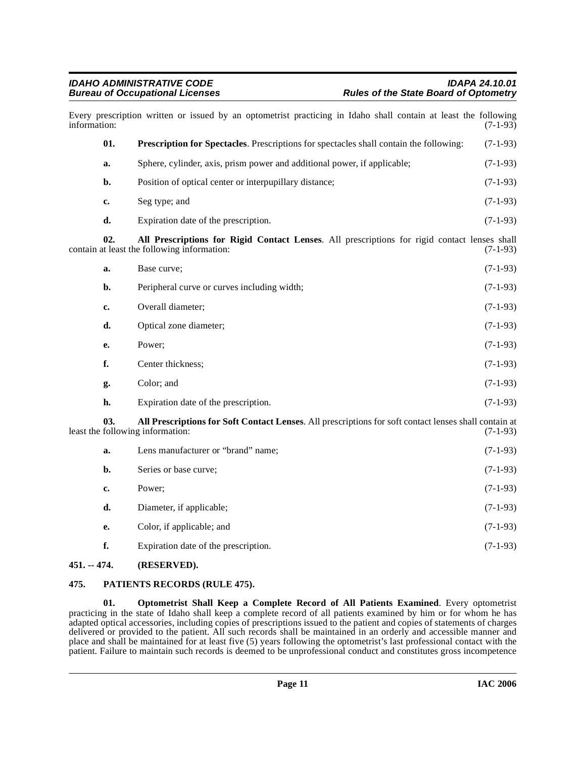Every prescription written or issued by an optometrist practicing in Idaho shall contain at least the following information: (7-1-93)

**01. Prescription for Spectacles**. Prescriptions for spectacles shall contain the following: (7-1-93)

**a.** Sphere, cylinder, axis, prism power and additional power, if applicable; (7-1-93)

**b.** Position of optical center or interpupillary distance; (7-1-93)

**c.** Seg type; and (7-1-93)

**d.** Expiration date of the prescription. (7-1-93)

**02. All Prescriptions for Rigid Contact Lenses**. All prescriptions for rigid contact lenses shall contain at least the following information: (7-1-93)

**a.** Base curve; (7-1-93)

**b.** Peripheral curve or curves including width; (7-1-93)

**c.** Overall diameter; (7-1-93)

**d.** Optical zone diameter; (7-1-93)

**e.** Power; (7-1-93)

**f.** Center thickness; (7-1-93)

**g.** Color; and (7-1-93)

**h.** Expiration date of the prescription. (7-1-93)

**03. All Prescriptions for Soft Contact Lenses**. All prescriptions for soft contact lenses shall contain at least the following information: (7-1-93)

**a.** Lens manufacturer or "brand" name; (7-1-93)

**b.** Series or base curve; (7-1-93)

**c.** Power; (7-1-93)

**d.** Diameter, if applicable; (7-1-93)

**e.** Color, if applicable; and (7-1-93)

**f.** Expiration date of the prescription. (7-1-93)

### 451. -- 474. (RESERVED).

### 475. PATIENTS RECORDS (RULE 475).

**01. Optometrist Shall Keep a Complete Record of All Patients Examined**. Every optometrist practicing in the state of Idaho shall keep a complete record of all patients examined by him or for whom he has adapted optical accessories, including copies of prescriptions issued to the patient and copies of statements of charges delivered or provided to the patient. All such records shall be maintained in an orderly and accessible manner and place and shall be maintained for at least five (5) years following the optometrist's last professional contact with the patient. Failure to maintain such records is deemed to be unprofessional conduct and constitutes gross incompetence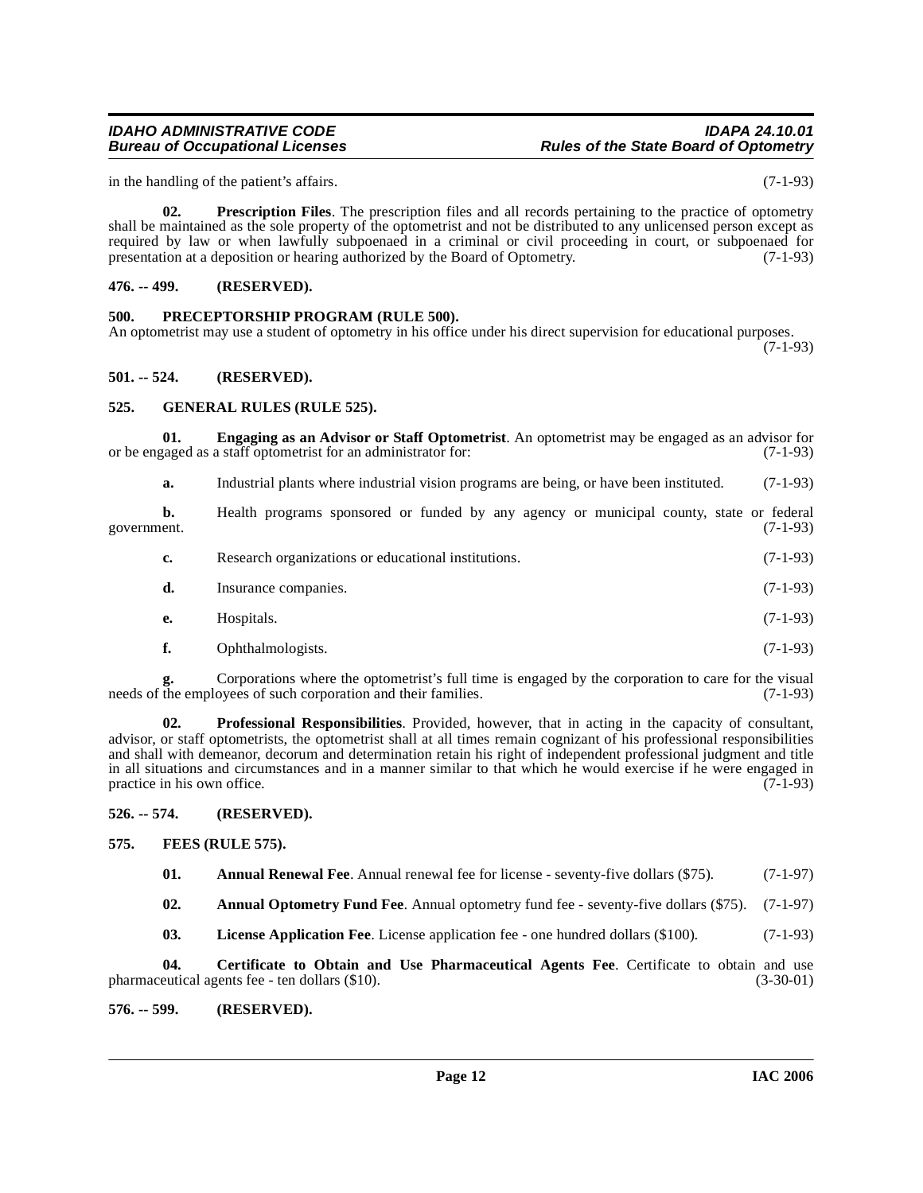in the handling of the patient's affairs. (7-1-93)

**02. Prescription Files**. The prescription files and all records pertaining to the practice of optometry shall be maintained as the sole property of the optometrist and not be distributed to any unlicensed person except as required by law or when lawfully subpoenaed in a criminal or civil proceeding in court, or subpoenaed for presentation at a deposition or hearing authorized by the Board of Optometry. (7-1-93)

**476. -- 499. (RESERVED).**

**500. PRECEPTORSHIP PROGRAM (RULE 500).**

An optometrist may use a student of optometry in his office under his direct supervision for educational purposes. (7-1-93)

**501. -- 524. (RESERVED).**

**525. GENERAL RULES (RULE 525).**

**01. Engaging as an Advisor or Staff Optometrist**. An optometrist may be engaged as an advisor for or be engaged as a staff optometrist for an administrator for: (7-1-93)

**a.** Industrial plants where industrial vision programs are being, or have been instituted. (7-1-93)

**b.** Health programs sponsored or funded by any agency or municipal county, state or federal government. (7-1-93)

**c.** Research organizations or educational institutions. (7-1-93)

**d.** Insurance companies. (7-1-93)

**e.** Hospitals. (7-1-93)

**f.** Ophthalmologists. (7-1-93)

**g.** Corporations where the optometrist's full time is engaged by the corporation to care for the visual needs of the employees of such corporation and their families. (7-1-93)

**02. Professional Responsibilities**. Provided, however, that in acting in the capacity of consultant, advisor, or staff optometrists, the optometrist shall at all times remain cognizant of his professional responsibilities and shall with demeanor, decorum and determination retain his right of independent professional judgment and title in all situations and circumstances and in a manner similar to that which he would exercise if he were engaged in practice in his own office. (7-1-93)

**526. -- 574. (RESERVED).**

**575. FEES (RULE 575).**

**01. Annual Renewal Fee**. Annual renewal fee for license - seventy-five dollars ($75). (7-1-97)

**02. Annual Optometry Fund Fee**. Annual optometry fund fee - seventy-five dollars ($75). (7-1-97)

**03. License Application Fee**. License application fee - one hundred dollars ($100). (7-1-93)

**04. Certificate to Obtain and Use Pharmaceutical Agents Fee**. Certificate to obtain and use pharmaceutical agents fee - ten dollars ($10). (3-30-01)

**576. -- 599. (RESERVED).**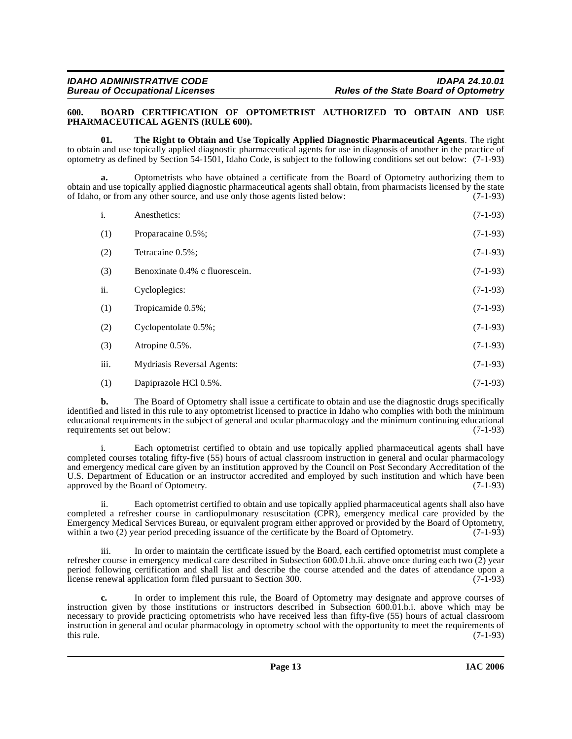## 600. BOARD CERTIFICATION OF OPTOMETRIST AUTHORIZED TO OBTAIN AND USE PHARMACEUTICAL AGENTS (RULE 600).

**01. The Right to Obtain and Use Topically Applied Diagnostic Pharmaceutical Agents**. The right to obtain and use topically applied diagnostic pharmaceutical agents for use in diagnosis of another in the practice of optometry as defined by Section 54-1501, Idaho Code, is subject to the following conditions set out below: (7-1-93)

**a.** Optometrists who have obtained a certificate from the Board of Optometry authorizing them to obtain and use topically applied diagnostic pharmaceutical agents shall obtain, from pharmacists licensed by the state of Idaho, or from any other source, and use only those agents listed below: (7-1-93)

i. Anesthetics: (7-1-93)

(1) Proparacaine 0.5%; (7-1-93)

(2) Tetracaine 0.5%; (7-1-93)

(3) Benoxinate 0.4% c fluorescein. (7-1-93)

ii. Cycloplegics: (7-1-93)

(1) Tropicamide 0.5%; (7-1-93)

(2) Cyclopentolate 0.5%; (7-1-93)

(3) Atropine 0.5%. (7-1-93)

iii. Mydriasis Reversal Agents: (7-1-93)

(1) Dapiprazole HCl 0.5%. (7-1-93)

**b.** The Board of Optometry shall issue a certificate to obtain and use the diagnostic drugs specifically identified and listed in this rule to any optometrist licensed to practice in Idaho who complies with both the minimum educational requirements in the subject of general and ocular pharmacology and the minimum continuing educational requirements set out below: (7-1-93)

i. Each optometrist certified to obtain and use topically applied pharmaceutical agents shall have completed courses totaling fifty-five (55) hours of actual classroom instruction in general and ocular pharmacology and emergency medical care given by an institution approved by the Council on Post Secondary Accreditation of the U.S. Department of Education or an instructor accredited and employed by such institution and which have been approved by the Board of Optometry. (7-1-93)

ii. Each optometrist certified to obtain and use topically applied pharmaceutical agents shall also have completed a refresher course in cardiopulmonary resuscitation (CPR), emergency medical care provided by the Emergency Medical Services Bureau, or equivalent program either approved or provided by the Board of Optometry, within a two (2) year period preceding issuance of the certificate by the Board of Optometry. (7-1-93)

iii. In order to maintain the certificate issued by the Board, each certified optometrist must complete a refresher course in emergency medical care described in Subsection 600.01.b.ii. above once during each two (2) year period following certification and shall list and describe the course attended and the dates of attendance upon a license renewal application form filed pursuant to Section 300. (7-1-93)

**c.** In order to implement this rule, the Board of Optometry may designate and approve courses of instruction given by those institutions or instructors described in Subsection 600.01.b.i. above which may be necessary to provide practicing optometrists who have received less than fifty-five (55) hours of actual classroom instruction in general and ocular pharmacology in optometry school with the opportunity to meet the requirements of this rule. (7-1-93)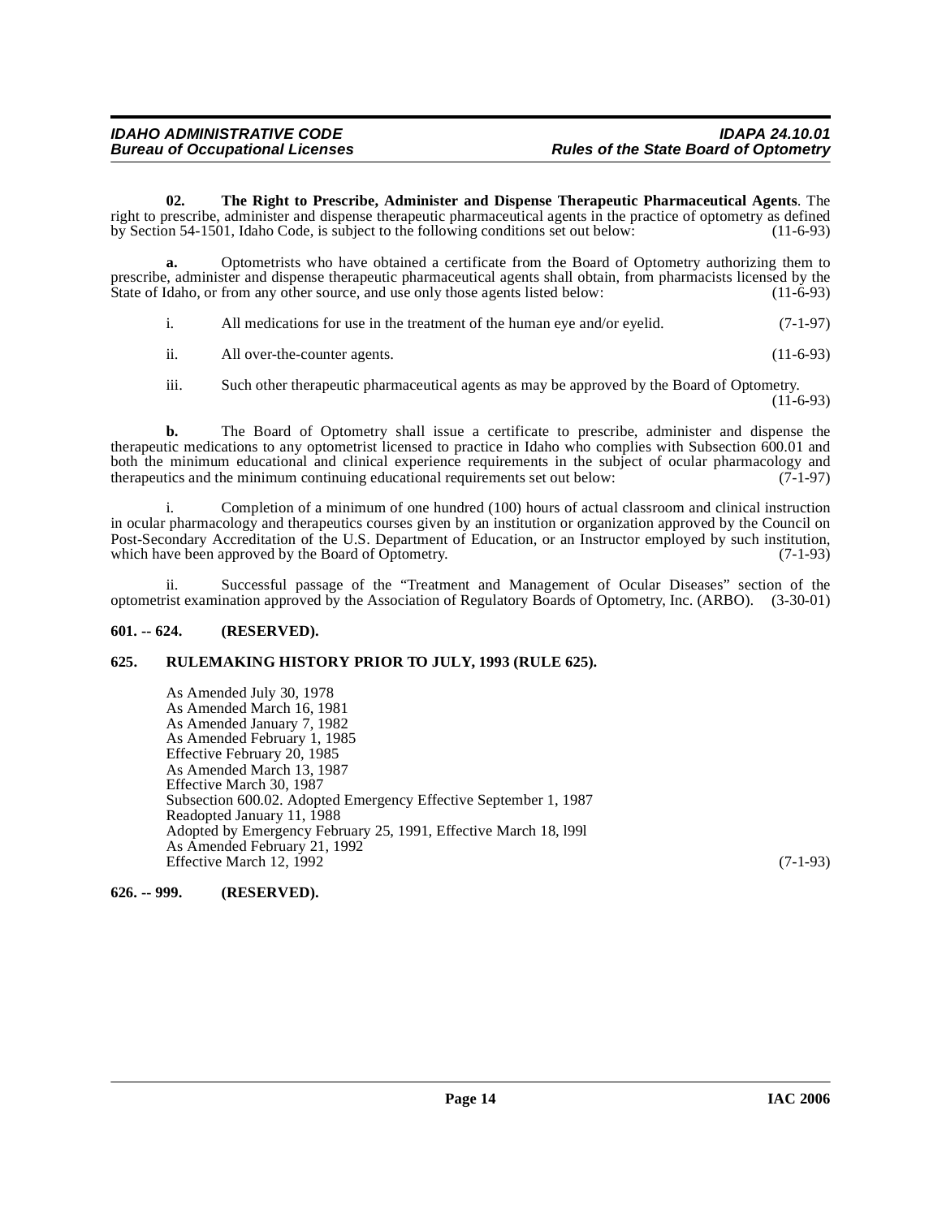**02. The Right to Prescribe, Administer and Dispense Therapeutic Pharmaceutical Agents**. The right to prescribe, administer and dispense therapeutic pharmaceutical agents in the practice of optometry as defined by Section 54-1501, Idaho Code, is subject to the following conditions set out below: (11-6-93)

**a.** Optometrists who have obtained a certificate from the Board of Optometry authorizing them to prescribe, administer and dispense therapeutic pharmaceutical agents shall obtain, from pharmacists licensed by the State of Idaho, or from any other source, and use only those agents listed below: (11-6-93)

i. All medications for use in the treatment of the human eye and/or eyelid. (7-1-97)

ii. All over-the-counter agents. (11-6-93)

iii. Such other therapeutic pharmaceutical agents as may be approved by the Board of Optometry. (11-6-93)

**b.** The Board of Optometry shall issue a certificate to prescribe, administer and dispense the therapeutic medications to any optometrist licensed to practice in Idaho who complies with Subsection 600.01 and both the minimum educational and clinical experience requirements in the subject of ocular pharmacology and therapeutics and the minimum continuing educational requirements set out below: (7-1-97)

i. Completion of a minimum of one hundred (100) hours of actual classroom and clinical instruction in ocular pharmacology and therapeutics courses given by an institution or organization approved by the Council on Post-Secondary Accreditation of the U.S. Department of Education, or an Instructor employed by such institution, which have been approved by the Board of Optometry. (7-1-93)

ii. Successful passage of the "Treatment and Management of Ocular Diseases" section of the optometrist examination approved by the Association of Regulatory Boards of Optometry, Inc. (ARBO). (3-30-01)

## 601. -- 624. (RESERVED).

## 625. RULEMAKING HISTORY PRIOR TO JULY, 1993 (RULE 625).

As Amended July 30, 1978
As Amended March 16, 1981
As Amended January 7, 1982
As Amended February 1, 1985
Effective February 20, 1985
As Amended March 13, 1987
Effective March 30, 1987
Subsection 600.02. Adopted Emergency Effective September 1, 1987
Readopted January 11, 1988
Adopted by Emergency February 25, 1991, Effective March 18, l99l
As Amended February 21, 1992
Effective March 12, 1992 (7-1-93)

## 626. -- 999. (RESERVED).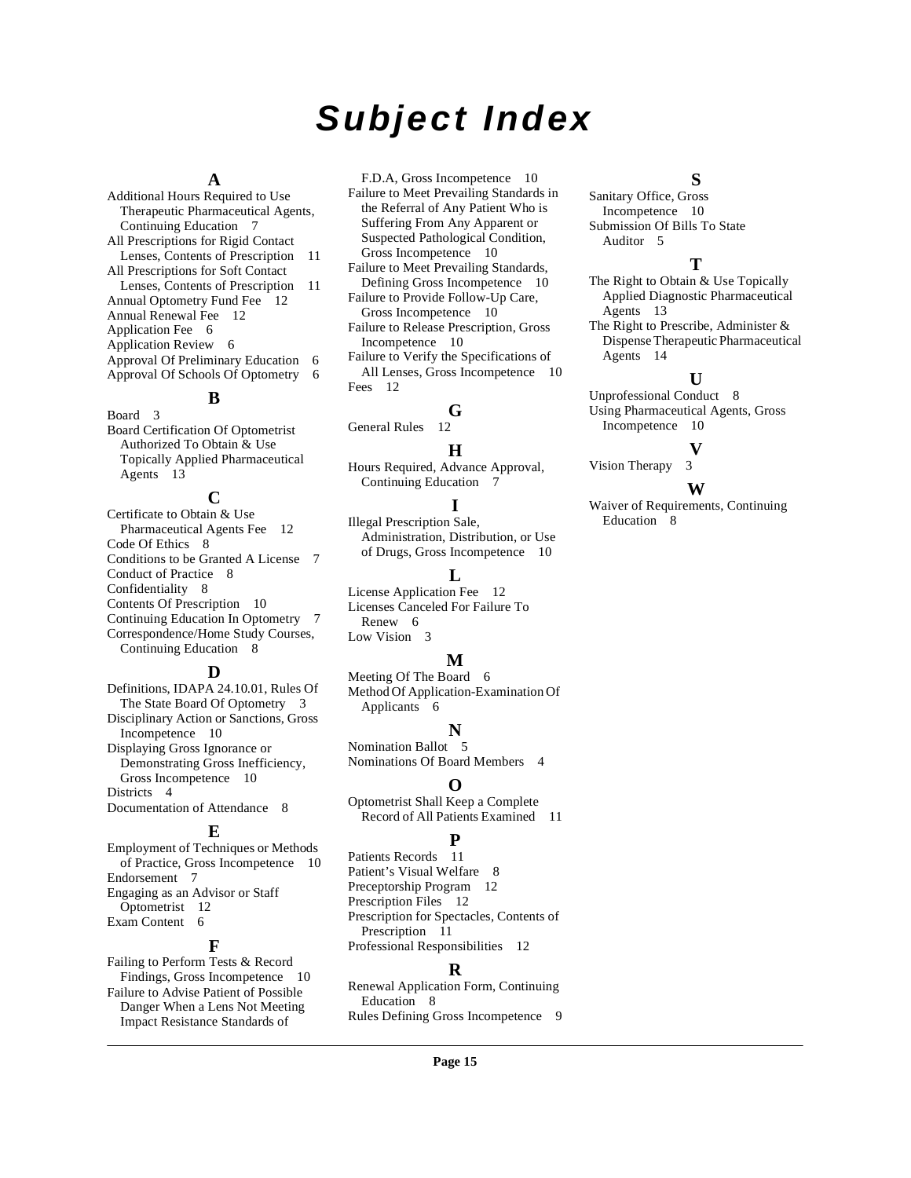# Subject Index

## A

Additional Hours Required to Use Therapeutic Pharmaceutical Agents, Continuing Education 7
All Prescriptions for Rigid Contact Lenses, Contents of Prescription 11
All Prescriptions for Soft Contact Lenses, Contents of Prescription 11
Annual Optometry Fund Fee 12
Annual Renewal Fee 12
Application Fee 6
Application Review 6
Approval Of Preliminary Education 6
Approval Of Schools Of Optometry 6

## B

Board 3
Board Certification Of Optometrist Authorized To Obtain & Use Topically Applied Pharmaceutical Agents 13

## C

Certificate to Obtain & Use Pharmaceutical Agents Fee 12
Code Of Ethics 8
Conditions to be Granted A License 7
Conduct of Practice 8
Confidentiality 8
Contents Of Prescription 10
Continuing Education In Optometry 7
Correspondence/Home Study Courses, Continuing Education 8

## D

Definitions, IDAPA 24.10.01, Rules Of The State Board Of Optometry 3
Disciplinary Action or Sanctions, Gross Incompetence 10
Displaying Gross Ignorance or Demonstrating Gross Inefficiency, Gross Incompetence 10
Districts 4
Documentation of Attendance 8

## E

Employment of Techniques or Methods of Practice, Gross Incompetence 10
Endorsement 7
Engaging as an Advisor or Staff Optometrist 12
Exam Content 6

## F

Failing to Perform Tests & Record Findings, Gross Incompetence 10
Failure to Advise Patient of Possible Danger When a Lens Not Meeting Impact Resistance Standards of F.D.A, Gross Incompetence 10
Failure to Meet Prevailing Standards in the Referral of Any Patient Who is Suffering From Any Apparent or Suspected Pathological Condition, Gross Incompetence 10
Failure to Meet Prevailing Standards, Defining Gross Incompetence 10
Failure to Provide Follow-Up Care, Gross Incompetence 10
Failure to Release Prescription, Gross Incompetence 10
Failure to Verify the Specifications of All Lenses, Gross Incompetence 10
Fees 12

## G

General Rules 12

## H

Hours Required, Advance Approval, Continuing Education 7

## I

Illegal Prescription Sale, Administration, Distribution, or Use of Drugs, Gross Incompetence 10

## L

License Application Fee 12
Licenses Canceled For Failure To Renew 6
Low Vision 3

## M

Meeting Of The Board 6
Method Of Application-Examination Of Applicants 6

## N

Nomination Ballot 5
Nominations Of Board Members 4

## O

Optometrist Shall Keep a Complete Record of All Patients Examined 11

## P

Patients Records 11
Patient's Visual Welfare 8
Preceptorship Program 12
Prescription Files 12
Prescription for Spectacles, Contents of Prescription 11
Professional Responsibilities 12

## R

Renewal Application Form, Continuing Education 8
Rules Defining Gross Incompetence 9

## S

Sanitary Office, Gross Incompetence 10
Submission Of Bills To State Auditor 5

## T

The Right to Obtain & Use Topically Applied Diagnostic Pharmaceutical Agents 13
The Right to Prescribe, Administer & Dispense Therapeutic Pharmaceutical Agents 14

## U

Unprofessional Conduct 8
Using Pharmaceutical Agents, Gross Incompetence 10

## V

Vision Therapy 3

## W

Waiver of Requirements, Continuing Education 8